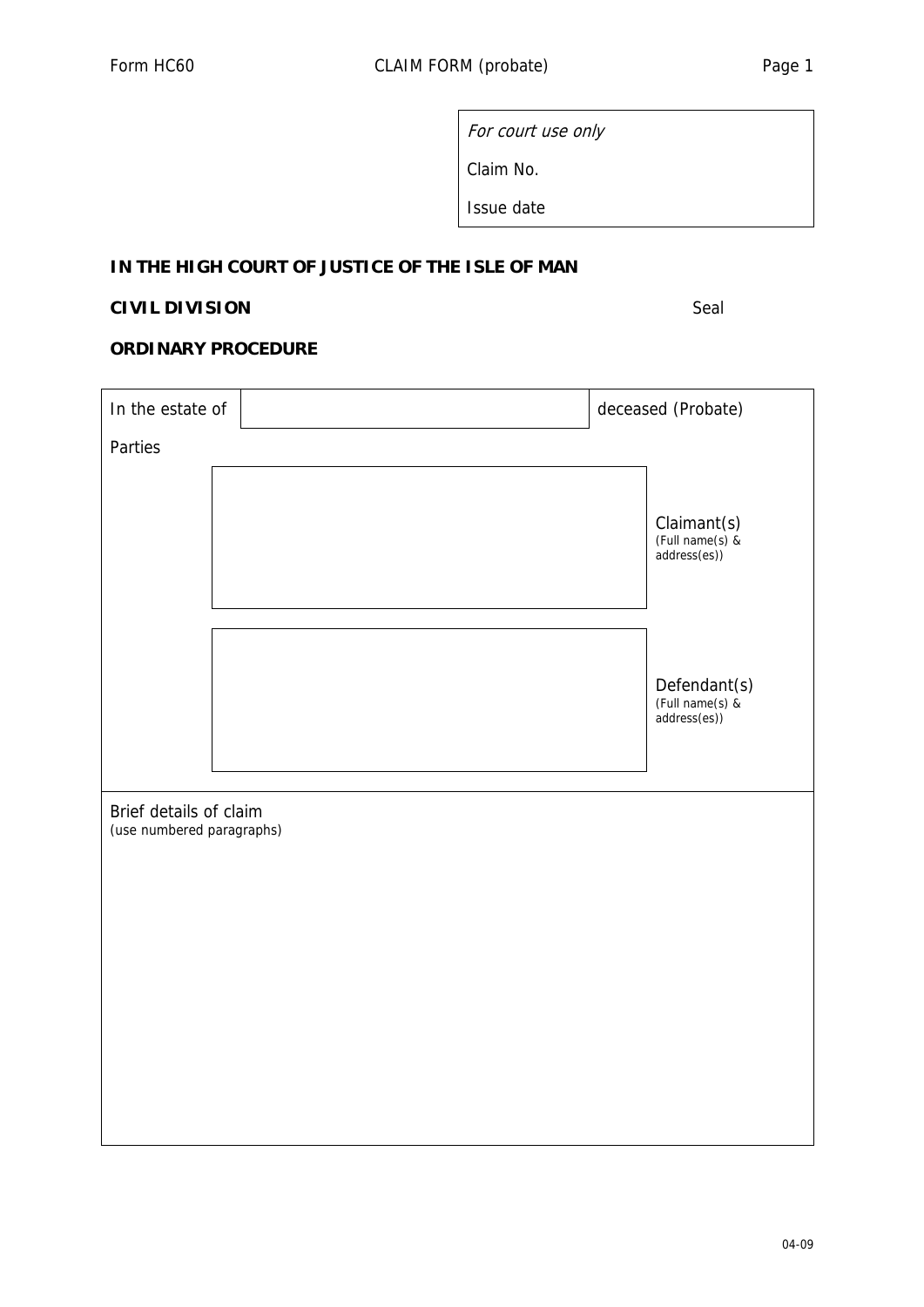Form HC60 CLAIM FORM (probate)

| *For court use only* |
|---|
| Claim No. |
| Issue date |

**IN THE HIGH COURT OF JUSTICE OF THE ISLE OF MAN**

**CIVIL DIVISION** Seal

**ORDINARY PROCEDURE**

In the estate of deceased (Probate)

Parties

Claimant(s)
(Full name(s) & address(es))

Defendant(s)
(Full name(s) & address(es))

Brief details of claim
(use numbered paragraphs)

04-09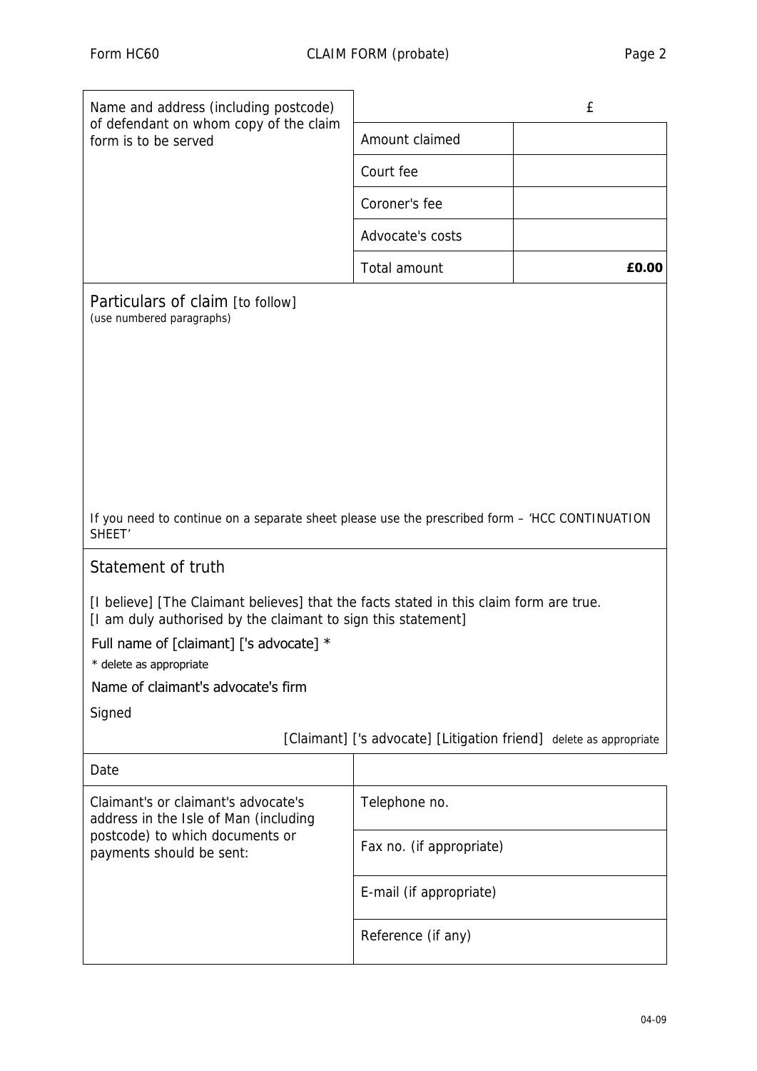| Name and address (including postcode) of defendant on whom copy of the claim form is to be served | | £ |
|---|---|---|
| | Amount claimed | |
| | Court fee | |
| | Coroner's fee | |
| | Advocate's costs | |
| | Total amount | **£0.00** |

## Particulars of claim [to follow]

(use numbered paragraphs)

If you need to continue on a separate sheet please use the prescribed form – 'HCC CONTINUATION SHEET'

## Statement of truth

[I believe] [The Claimant believes] that the facts stated in this claim form are true.
[I am duly authorised by the claimant to sign this statement]

Full name of [claimant] ['s advocate] *

\* delete as appropriate

Name of claimant's advocate's firm

Signed

[Claimant] ['s advocate] [Litigation friend] delete as appropriate

| Date | |
|---|---|
| Claimant's or claimant's advocate's address in the Isle of Man (including postcode) to which documents or payments should be sent: | Telephone no. |
| | Fax no. (if appropriate) |
| | E-mail (if appropriate) |
| | Reference (if any) |

04-09